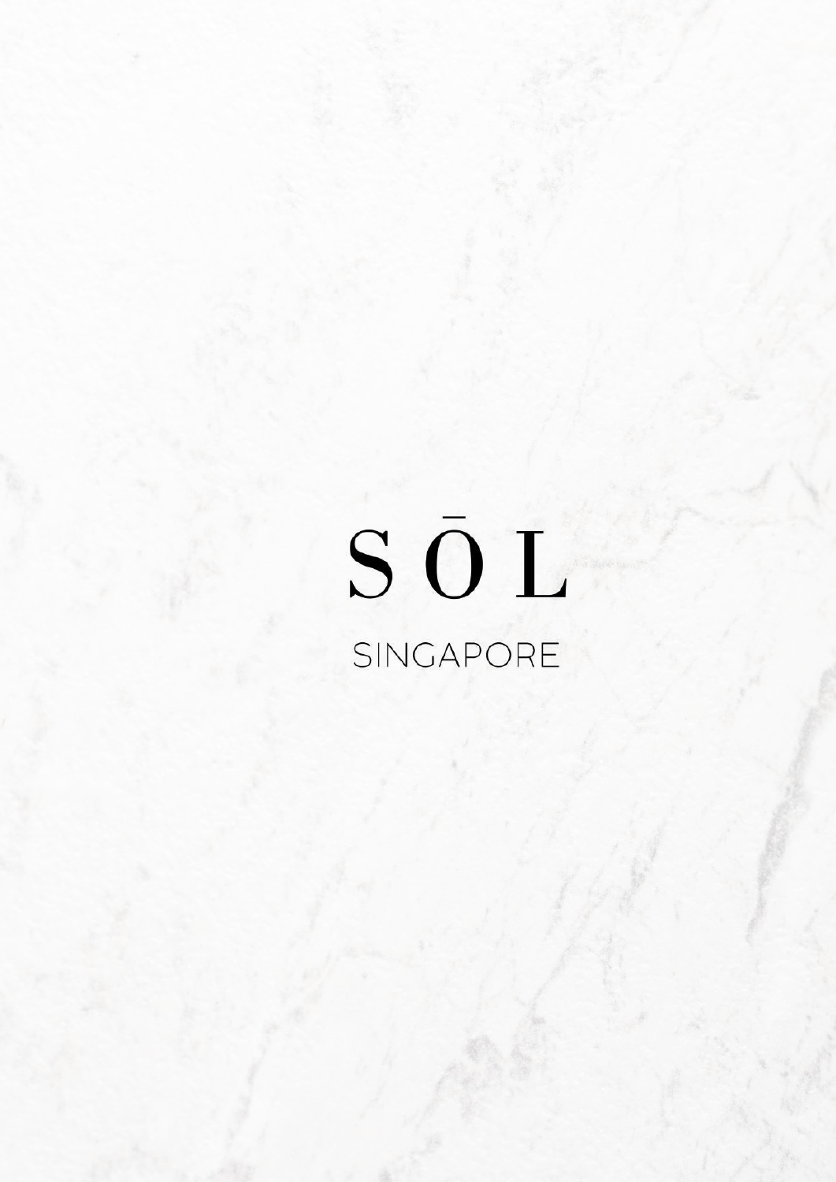# SŌL

SINGAPORE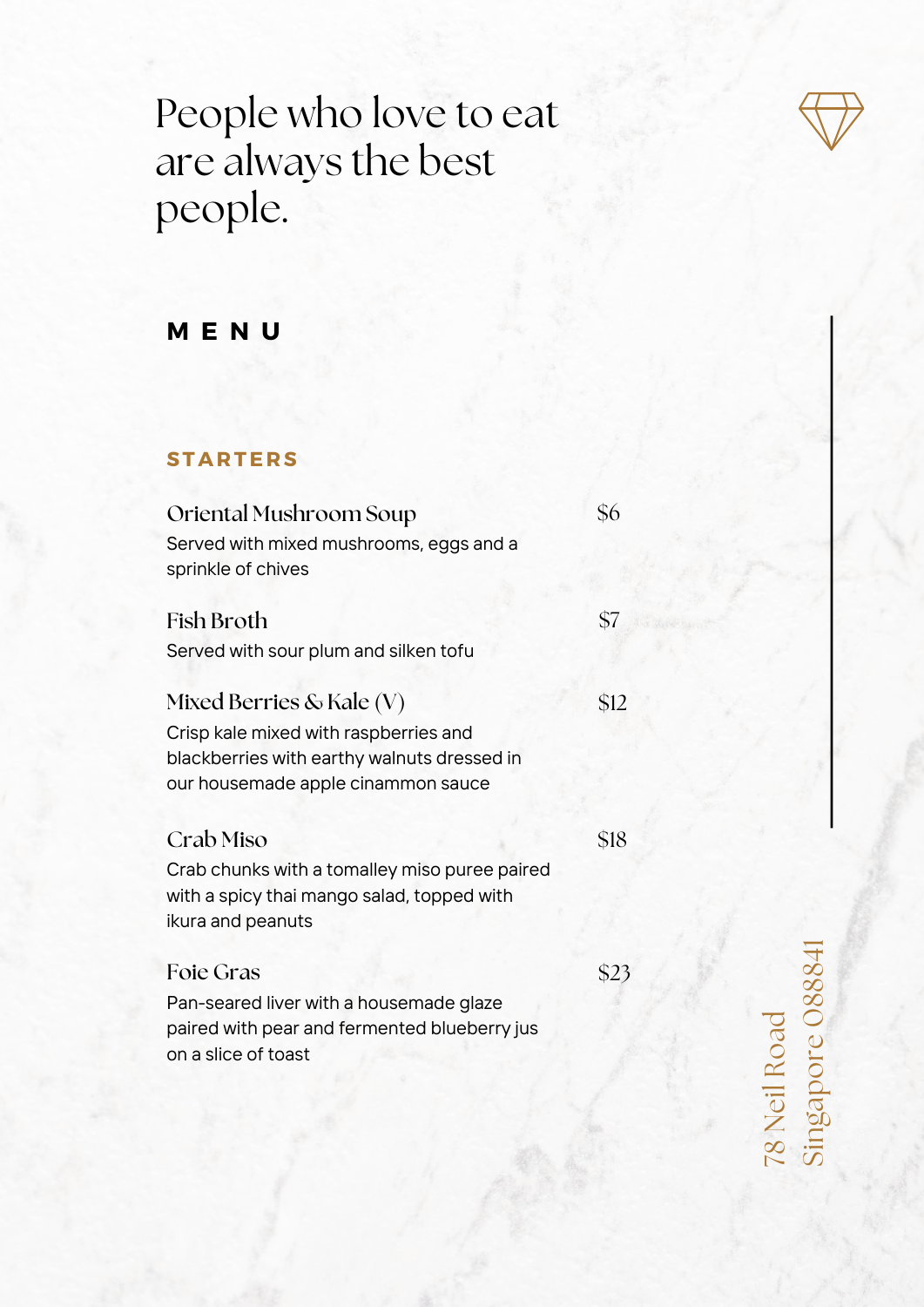# People who love to eat are always the best people.

## MENU

### STARTERS

**Oriental Mushroom Soup** $6
Served with mixed mushrooms, eggs and a sprinkle of chives

**Fish Broth** $7
Served with sour plum and silken tofu

**Mixed Berries & Kale (V)** $12
Crisp kale mixed with raspberries and blackberries with earthy walnuts dressed in our housemade apple cinnamon sauce

**Crab Miso** $18
Crab chunks with a tomalley miso puree paired with a spicy thai mango salad, topped with ikura and peanuts

**Foie Gras** $23
Pan-seared liver with a housemade glaze paired with pear and fermented blueberry jus on a slice of toast

78 Neil Road
Singapore 088841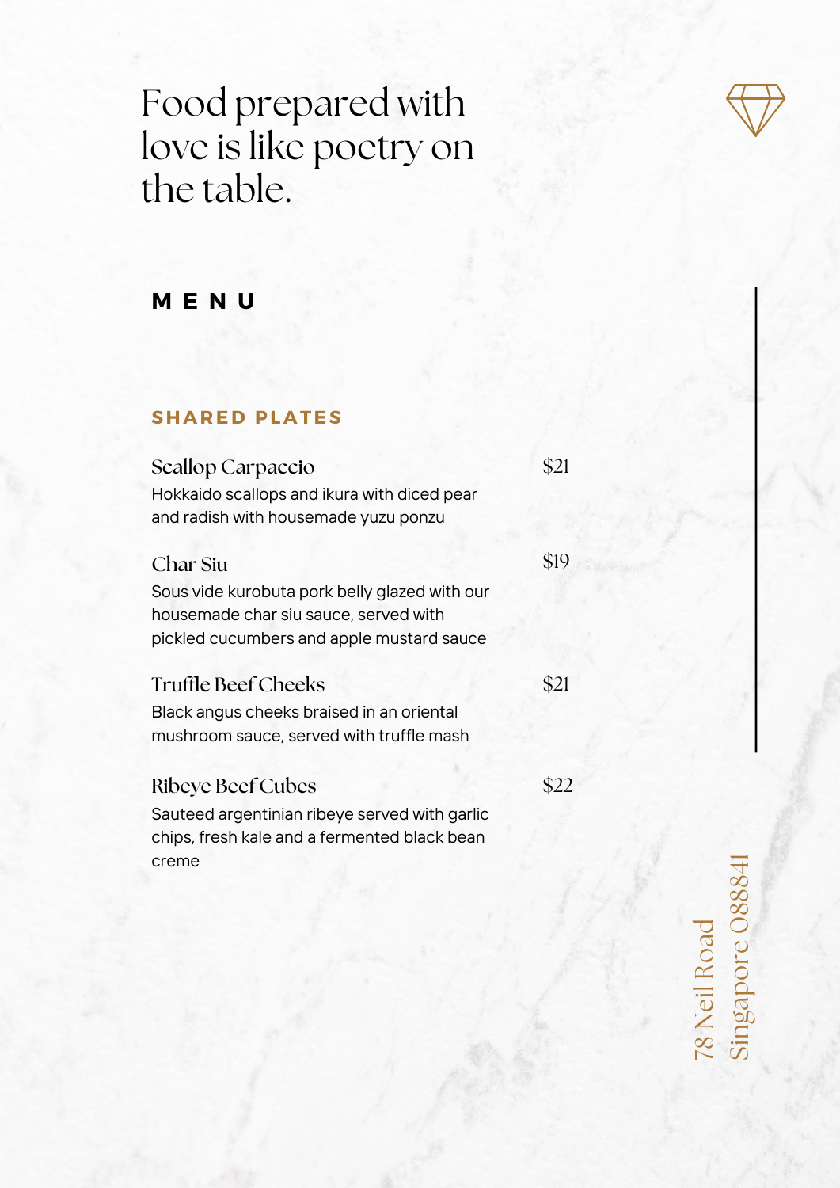# Food prepared with love is like poetry on the table.

## MENU

### SHARED PLATES

**Scallop Carpaccio** — $21

Hokkaido scallops and ikura with diced pear and radish with housemade yuzu ponzu

**Char Siu** — $19

Sous vide kurobuta pork belly glazed with our housemade char siu sauce, served with pickled cucumbers and apple mustard sauce

**Truffle Beef Cheeks** — $21

Black angus cheeks braised in an oriental mushroom sauce, served with truffle mash

**Ribeye Beef Cubes** — $22

Sauteed argentinian ribeye served with garlic chips, fresh kale and a fermented black bean creme

78 Neil Road
Singapore 088841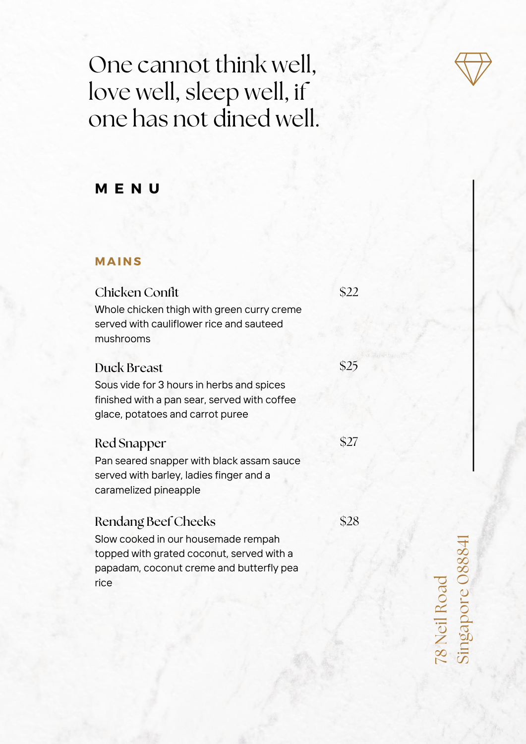One cannot think well, love well, sleep well, if one has not dined well.

# MENU

## MAINS

### Chicken Confit — $22

Whole chicken thigh with green curry creme served with cauliflower rice and sauteed mushrooms

### Duck Breast — $25

Sous vide for 3 hours in herbs and spices finished with a pan sear, served with coffee glace, potatoes and carrot puree

### Red Snapper — $27

Pan seared snapper with black assam sauce served with barley, ladies finger and a caramelized pineapple

### Rendang Beef Cheeks — $28

Slow cooked in our housemade rempah topped with grated coconut, served with a papadam, coconut creme and butterfly pea rice

78 Neil Road
Singapore 088841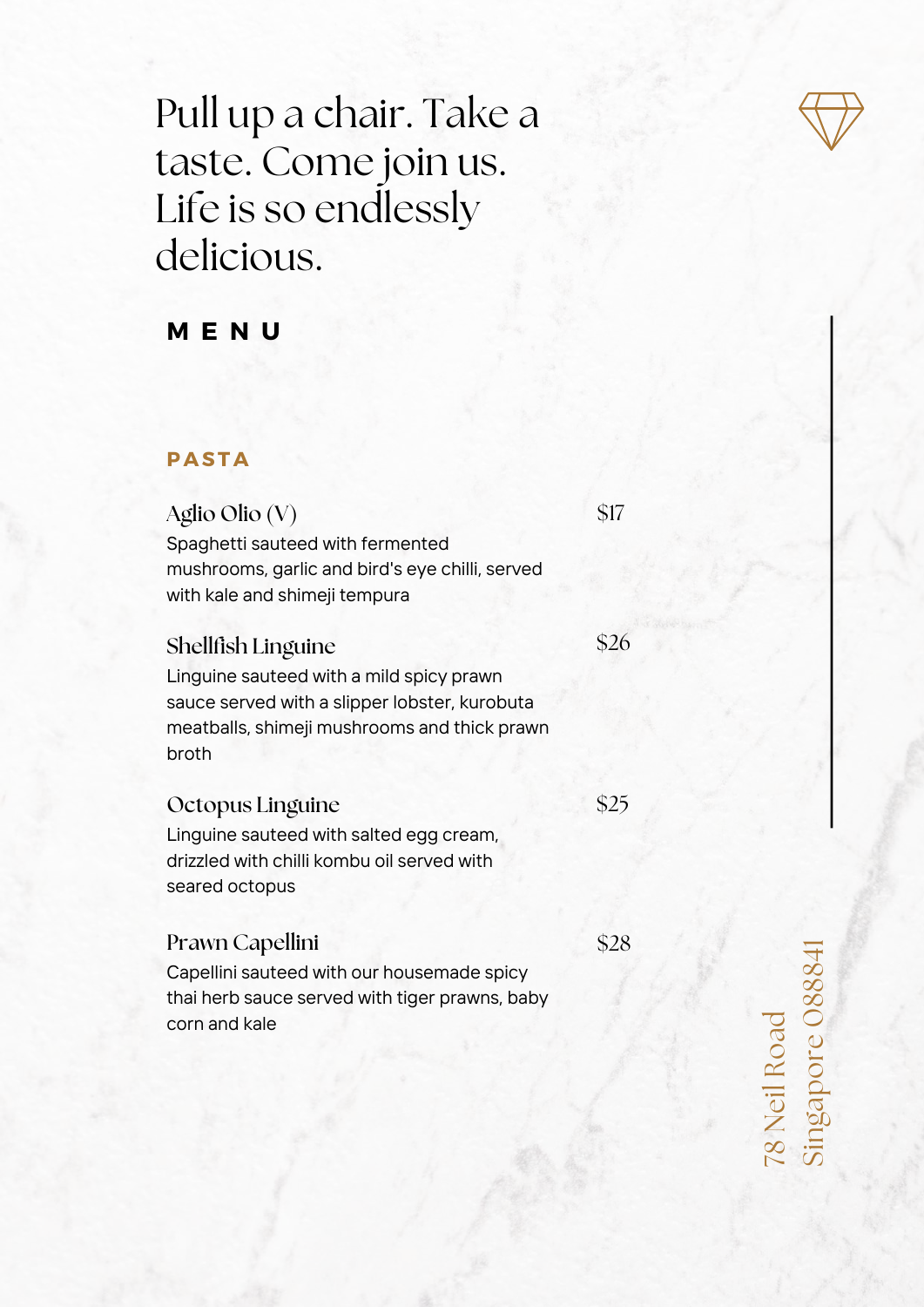Pull up a chair. Take a taste. Come join us. Life is so endlessly delicious.

# MENU

## PASTA

### Aglio Olio (V) — $17

Spaghetti sauteed with fermented mushrooms, garlic and bird's eye chilli, served with kale and shimeji tempura

### Shellfish Linguine — $26

Linguine sauteed with a mild spicy prawn sauce served with a slipper lobster, kurobuta meatballs, shimeji mushrooms and thick prawn broth

### Octopus Linguine — $25

Linguine sauteed with salted egg cream, drizzled with chilli kombu oil served with seared octopus

### Prawn Capellini — $28

Capellini sauteed with our housemade spicy thai herb sauce served with tiger prawns, baby corn and kale

78 Neil Road
Singapore 088841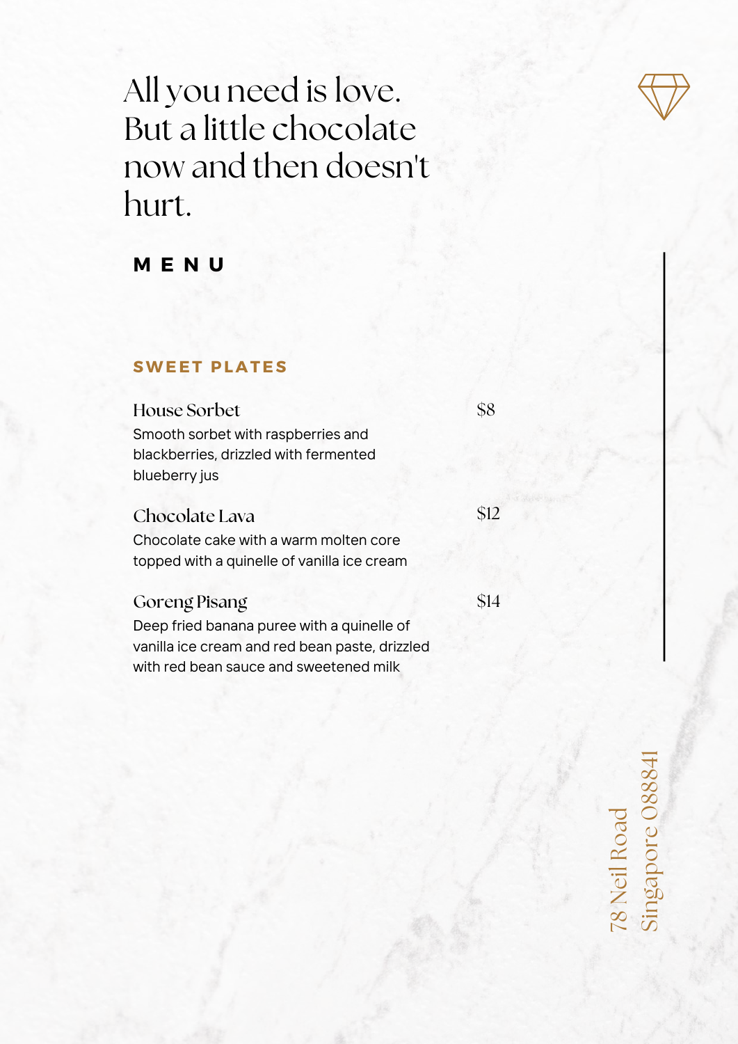# All you need is love. But a little chocolate now and then doesn't hurt.

## MENU

### SWEET PLATES

**House Sorbet** — $8

Smooth sorbet with raspberries and blackberries, drizzled with fermented blueberry jus

**Chocolate Lava** — $12

Chocolate cake with a warm molten core topped with a quinelle of vanilla ice cream

**Goreng Pisang** — $14

Deep fried banana puree with a quinelle of vanilla ice cream and red bean paste, drizzled with red bean sauce and sweetened milk

78 Neil Road
Singapore 088841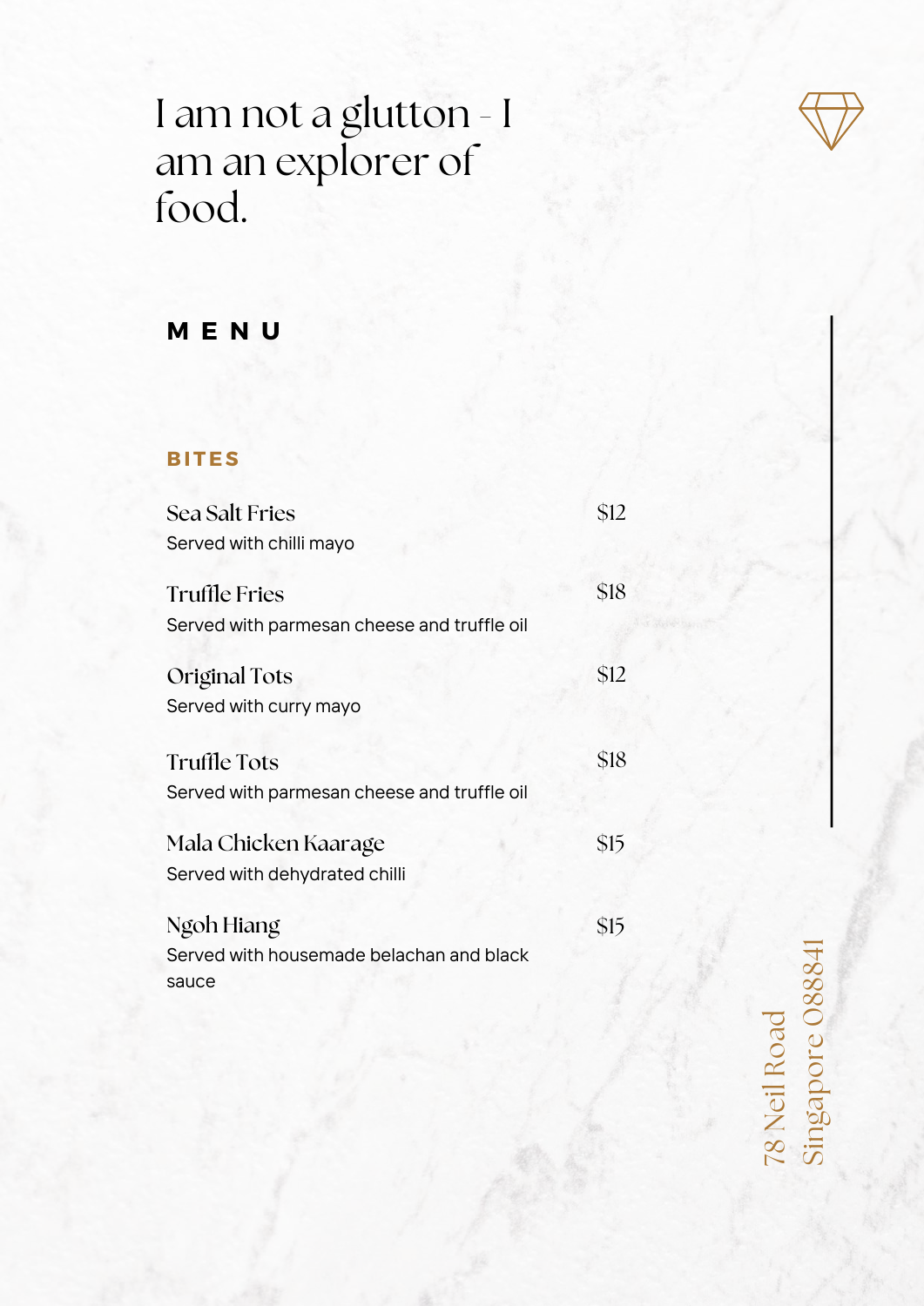# I am not a glutton - I am an explorer of food.

## MENU

### BITES

**Sea Salt Fries** — $12
Served with chilli mayo

**Truffle Fries** — $18
Served with parmesan cheese and truffle oil

**Original Tots** — $12
Served with curry mayo

**Truffle Tots** — $18
Served with parmesan cheese and truffle oil

**Mala Chicken Kaarage** — $15
Served with dehydrated chilli

**Ngoh Hiang** — $15
Served with housemade belachan and black sauce

78 Neil Road
Singapore 088841